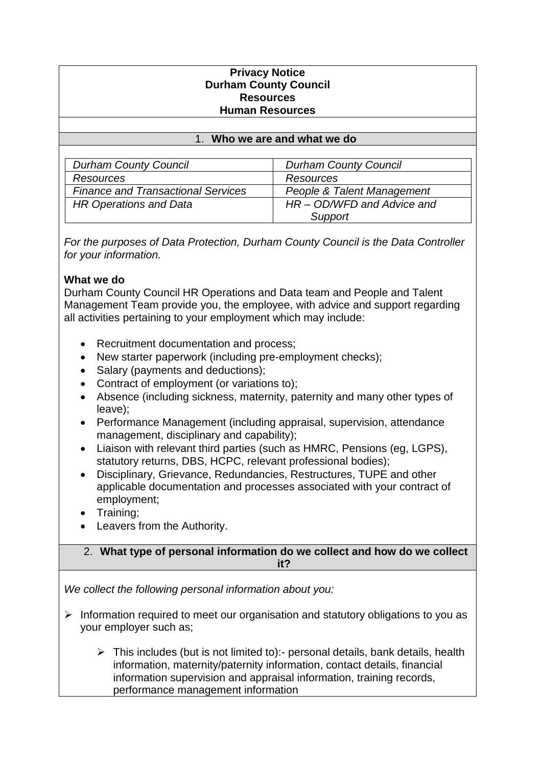# Privacy Notice
# Durham County Council
# Resources
# Human Resources

## 1. Who we are and what we do

| *Durham County Council* | *Durham County Council* |
|---|---|
| *Resources* | *Resources* |
| *Finance and Transactional Services* | *People & Talent Management* |
| *HR Operations and Data* | *HR – OD/WFD and Advice and Support* |

*For the purposes of Data Protection, Durham County Council is the Data Controller for your information.*

**What we do**

Durham County Council HR Operations and Data team and People and Talent Management Team provide you, the employee, with advice and support regarding all activities pertaining to your employment which may include:

- Recruitment documentation and process;
- New starter paperwork (including pre-employment checks);
- Salary (payments and deductions);
- Contract of employment (or variations to);
- Absence (including sickness, maternity, paternity and many other types of leave);
- Performance Management (including appraisal, supervision, attendance management, disciplinary and capability);
- Liaison with relevant third parties (such as HMRC, Pensions (eg, LGPS), statutory returns, DBS, HCPC, relevant professional bodies);
- Disciplinary, Grievance, Redundancies, Restructures, TUPE and other applicable documentation and processes associated with your contract of employment;
- Training;
- Leavers from the Authority.

## 2. What type of personal information do we collect and how do we collect it?

*We collect the following personal information about you:*

- Information required to meet our organisation and statutory obligations to you as your employer such as;
  - This includes (but is not limited to):- personal details, bank details, health information, maternity/paternity information, contact details, financial information supervision and appraisal information, training records, performance management information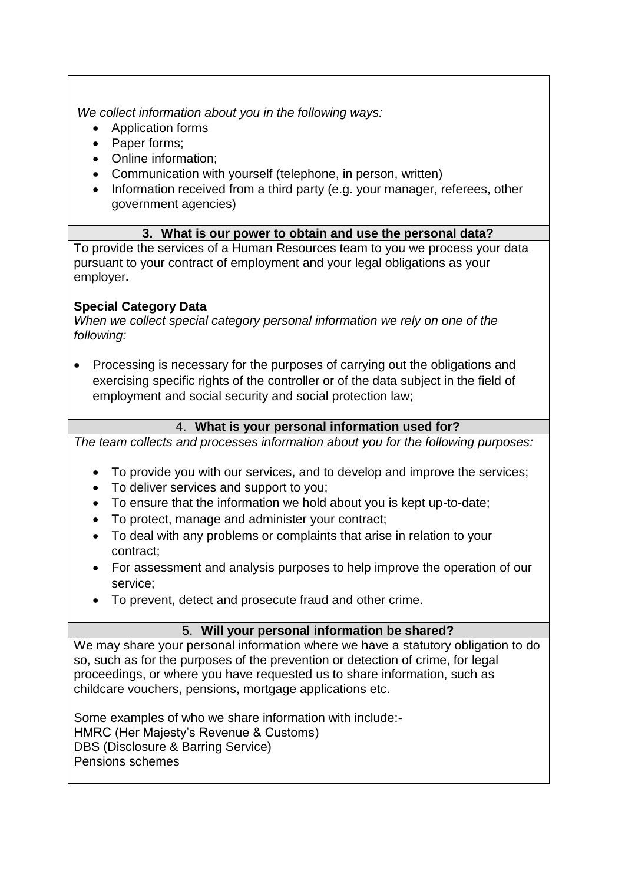*We collect information about you in the following ways:*

- Application forms
- Paper forms;
- Online information;
- Communication with yourself (telephone, in person, written)
- Information received from a third party (e.g. your manager, referees, other government agencies)

## 3. What is our power to obtain and use the personal data?

To provide the services of a Human Resources team to you we process your data pursuant to your contract of employment and your legal obligations as your employer**.**

**Special Category Data**

*When we collect special category personal information we rely on one of the following:*

- Processing is necessary for the purposes of carrying out the obligations and exercising specific rights of the controller or of the data subject in the field of employment and social security and social protection law;

## 4. What is your personal information used for?

*The team collects and processes information about you for the following purposes:*

- To provide you with our services, and to develop and improve the services;
- To deliver services and support to you;
- To ensure that the information we hold about you is kept up-to-date;
- To protect, manage and administer your contract;
- To deal with any problems or complaints that arise in relation to your contract;
- For assessment and analysis purposes to help improve the operation of our service;
- To prevent, detect and prosecute fraud and other crime.

## 5. Will your personal information be shared?

We may share your personal information where we have a statutory obligation to do so, such as for the purposes of the prevention or detection of crime, for legal proceedings, or where you have requested us to share information, such as childcare vouchers, pensions, mortgage applications etc.

Some examples of who we share information with include:-
HMRC (Her Majesty's Revenue & Customs)
DBS (Disclosure & Barring Service)
Pensions schemes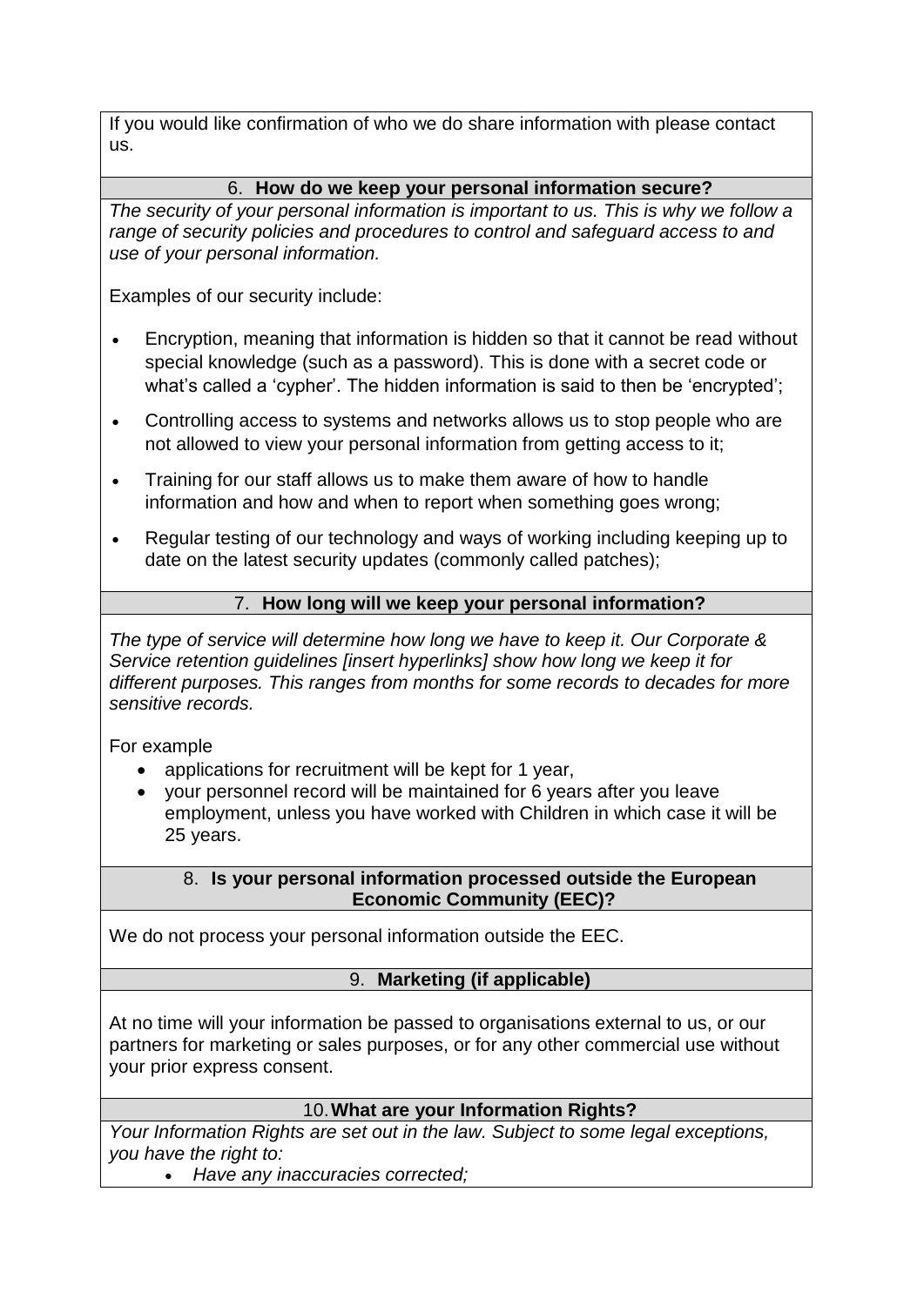If you would like confirmation of who we do share information with please contact us.

## 6. How do we keep your personal information secure?

*The security of your personal information is important to us. This is why we follow a range of security policies and procedures to control and safeguard access to and use of your personal information.*

Examples of our security include:

- Encryption, meaning that information is hidden so that it cannot be read without special knowledge (such as a password). This is done with a secret code or what's called a 'cypher'. The hidden information is said to then be 'encrypted';
- Controlling access to systems and networks allows us to stop people who are not allowed to view your personal information from getting access to it;
- Training for our staff allows us to make them aware of how to handle information and how and when to report when something goes wrong;
- Regular testing of our technology and ways of working including keeping up to date on the latest security updates (commonly called patches);

## 7. How long will we keep your personal information?

*The type of service will determine how long we have to keep it. Our Corporate & Service retention guidelines [insert hyperlinks] show how long we keep it for different purposes. This ranges from months for some records to decades for more sensitive records.*

For example

- applications for recruitment will be kept for 1 year,
- your personnel record will be maintained for 6 years after you leave employment, unless you have worked with Children in which case it will be 25 years.

## 8. Is your personal information processed outside the European Economic Community (EEC)?

We do not process your personal information outside the EEC.

## 9. Marketing (if applicable)

At no time will your information be passed to organisations external to us, or our partners for marketing or sales purposes, or for any other commercial use without your prior express consent.

## 10. What are your Information Rights?

*Your Information Rights are set out in the law. Subject to some legal exceptions, you have the right to:*

- *Have any inaccuracies corrected;*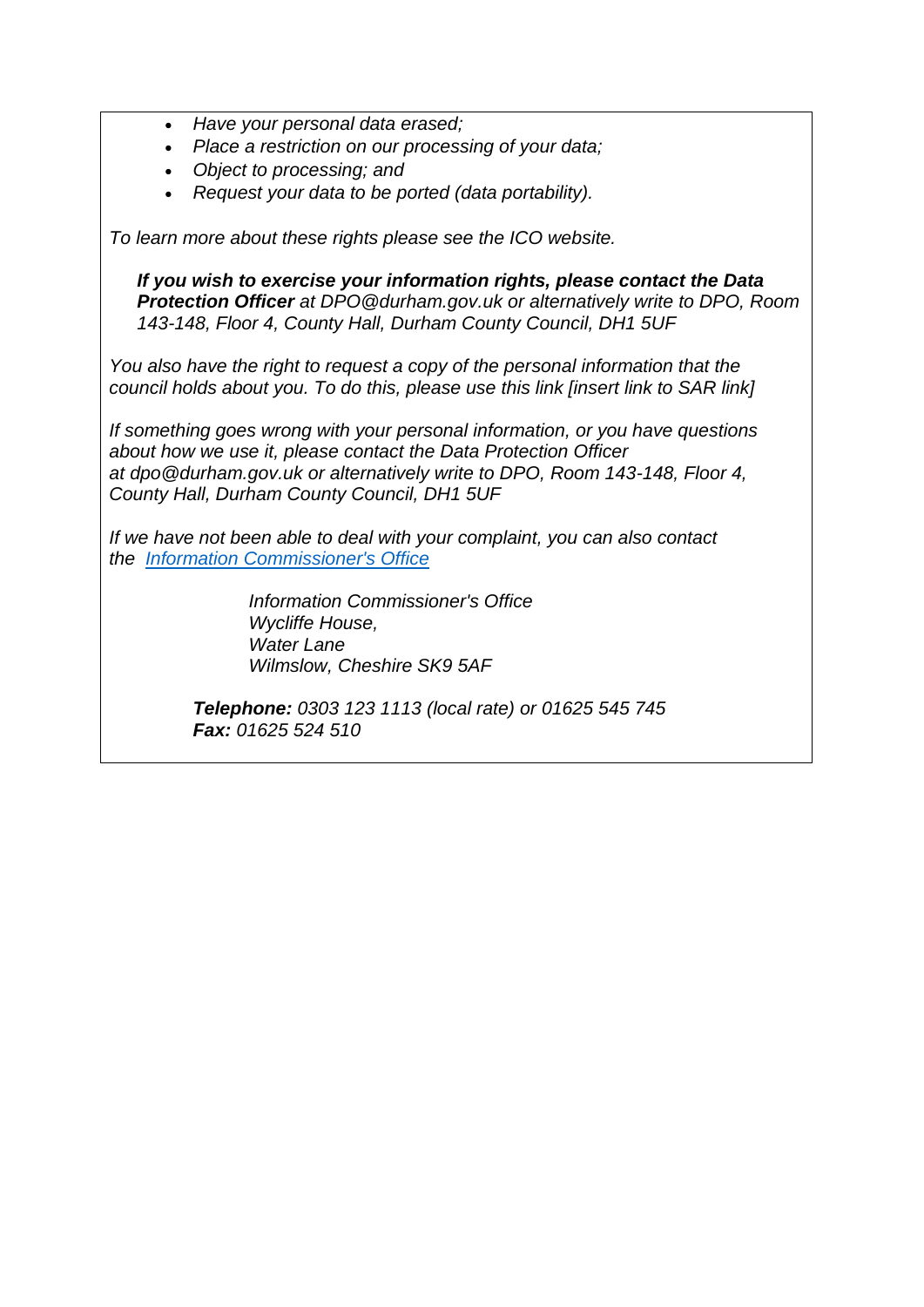- *Have your personal data erased;*
- *Place a restriction on our processing of your data;*
- *Object to processing; and*
- *Request your data to be ported (data portability).*

*To learn more about these rights please see the ICO website.*

***If you wish to exercise your information rights, please contact the Data Protection Officer** at DPO@durham.gov.uk or alternatively write to DPO, Room 143-148, Floor 4, County Hall, Durham County Council, DH1 5UF*

*You also have the right to request a copy of the personal information that the council holds about you. To do this, please use this link [insert link to SAR link]*

*If something goes wrong with your personal information, or you have questions about how we use it, please contact the Data Protection Officer at dpo@durham.gov.uk or alternatively write to DPO, Room 143-148, Floor 4, County Hall, Durham County Council, DH1 5UF*

*If we have not been able to deal with your complaint, you can also contact the [Information Commissioner's Office]*

*Information Commissioner's Office*
*Wycliffe House,*
*Water Lane*
*Wilmslow, Cheshire SK9 5AF*

***Telephone:** 0303 123 1113 (local rate) or 01625 545 745*
***Fax:** 01625 524 510*